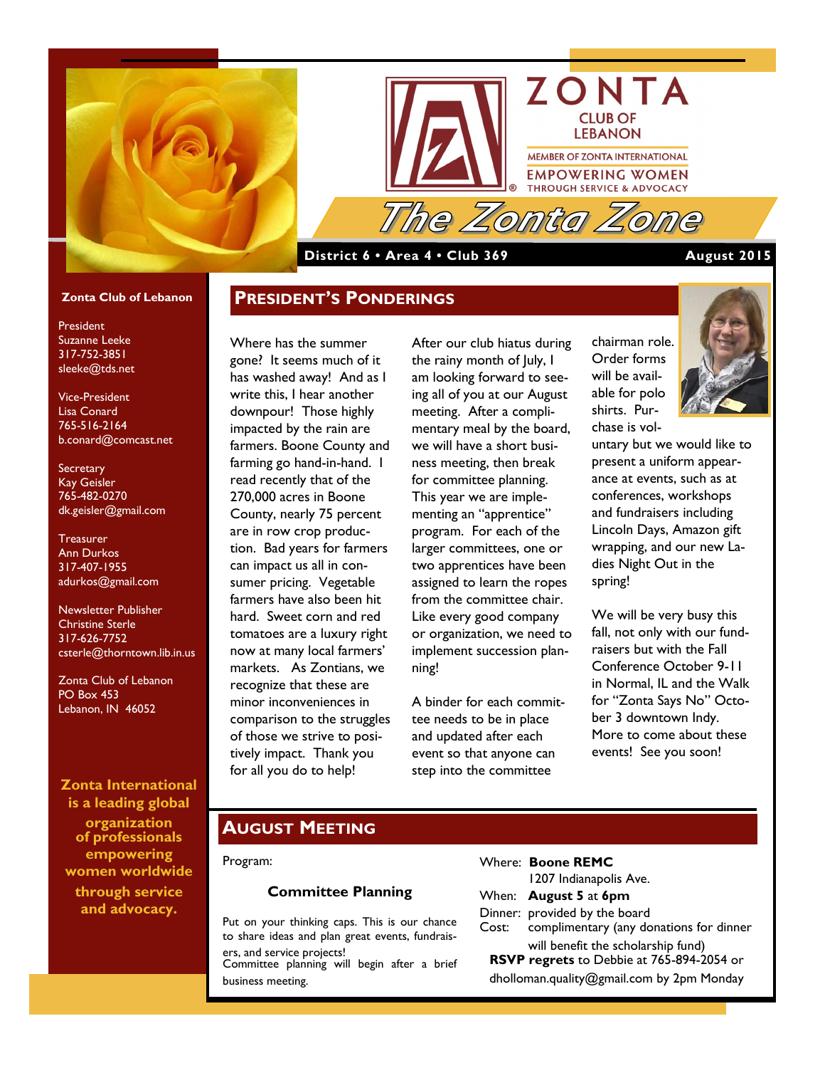# ZONTA CLUB OF LEBANON

MEMBER OF ZONTA INTERNATIONAL

EMPOWERING WOMEN THROUGH SERVICE & ADVOCACY

# The Zonta Zone

**District 6 • Area 4 • Club 369** — **August 2015**

**Zonta Club of Lebanon**

President
Suzanne Leeke
317-752-3851
sleeke@tds.net

Vice-President
Lisa Conard
765-516-2164
b.conard@comcast.net

Secretary
Kay Geisler
765-482-0270
dk.geisler@gmail.com

Treasurer
Ann Durkos
317-407-1955
adurkos@gmail.com

Newsletter Publisher
Christine Sterle
317-626-7752
csterle@thorntown.lib.in.us

Zonta Club of Lebanon
PO Box 453
Lebanon, IN 46052

**Zonta International is a leading global organization of professionals empowering women worldwide through service and advocacy.**

## PRESIDENT'S PONDERINGS

Where has the summer gone? It seems much of it has washed away! And as I write this, I hear another downpour! Those highly impacted by the rain are farmers. Boone County and farming go hand-in-hand. I read recently that of the 270,000 acres in Boone County, nearly 75 percent are in row crop production. Bad years for farmers can impact us all in consumer pricing. Vegetable farmers have also been hit hard. Sweet corn and red tomatoes are a luxury right now at many local farmers' markets. As Zontians, we recognize that these are minor inconveniences in comparison to the struggles of those we strive to positively impact. Thank you for all you do to help!

After our club hiatus during the rainy month of July, I am looking forward to seeing all of you at our August meeting. After a complimentary meal by the board, we will have a short business meeting, then break for committee planning. This year we are implementing an "apprentice" program. For each of the larger committees, one or two apprentices have been assigned to learn the ropes from the committee chair. Like every good company or organization, we need to implement succession planning!

A binder for each committee needs to be in place and updated after each event so that anyone can step into the committee chairman role. Order forms will be available for polo shirts. Purchase is voluntary but we would like to present a uniform appearance at events, such as at conferences, workshops and fundraisers including Lincoln Days, Amazon gift wrapping, and our new Ladies Night Out in the spring!

We will be very busy this fall, not only with our fundraisers but with the Fall Conference October 9-11 in Normal, IL and the Walk for "Zonta Says No" October 3 downtown Indy. More to come about these events! See you soon!

## AUGUST MEETING

Program:

**Committee Planning**

Put on your thinking caps. This is our chance to share ideas and plan great events, fundraisers, and service projects!
Committee planning will begin after a brief business meeting.

Where: **Boone REMC**
1207 Indianapolis Ave.

When: **August 5** at **6pm**

Dinner: provided by the board

Cost: complimentary (any donations for dinner will benefit the scholarship fund)

**RSVP regrets** to Debbie at 765-894-2054 or dholloman.quality@gmail.com by 2pm Monday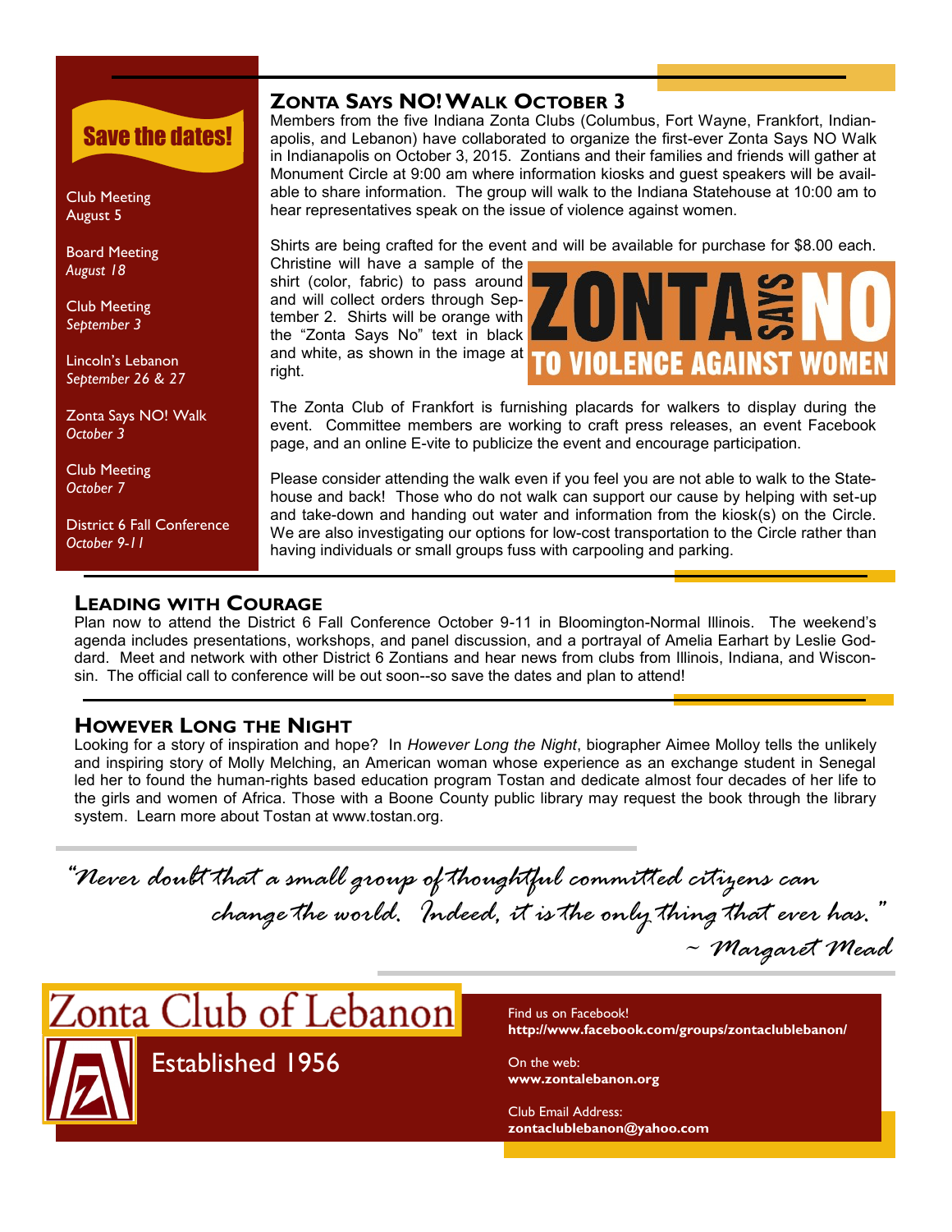## Save the dates!

Club Meeting
August 5

Board Meeting
*August 18*

Club Meeting
*September 3*

Lincoln's Lebanon
*September 26 & 27*

Zonta Says NO! Walk
*October 3*

Club Meeting
*October 7*

District 6 Fall Conference
*October 9-11*

## Zonta Says NO! Walk October 3

Members from the five Indiana Zonta Clubs (Columbus, Fort Wayne, Frankfort, Indianapolis, and Lebanon) have collaborated to organize the first-ever Zonta Says NO Walk in Indianapolis on October 3, 2015. Zontians and their families and friends will gather at Monument Circle at 9:00 am where information kiosks and guest speakers will be available to share information. The group will walk to the Indiana Statehouse at 10:00 am to hear representatives speak on the issue of violence against women.

Shirts are being crafted for the event and will be available for purchase for $8.00 each. Christine will have a sample of the shirt (color, fabric) to pass around and will collect orders through September 2. Shirts will be orange with the "Zonta Says No" text in black and white, as shown in the image at right.

ZONTA SAYS NO
TO VIOLENCE AGAINST WOMEN

The Zonta Club of Frankfort is furnishing placards for walkers to display during the event. Committee members are working to craft press releases, an event Facebook page, and an online E-vite to publicize the event and encourage participation.

Please consider attending the walk even if you feel you are not able to walk to the Statehouse and back! Those who do not walk can support our cause by helping with set-up and take-down and handing out water and information from the kiosk(s) on the Circle. We are also investigating our options for low-cost transportation to the Circle rather than having individuals or small groups fuss with carpooling and parking.

## Leading with Courage

Plan now to attend the District 6 Fall Conference October 9-11 in Bloomington-Normal Illinois. The weekend's agenda includes presentations, workshops, and panel discussion, and a portrayal of Amelia Earhart by Leslie Goddard. Meet and network with other District 6 Zontians and hear news from clubs from Illinois, Indiana, and Wisconsin. The official call to conference will be out soon--so save the dates and plan to attend!

## However Long the Night

Looking for a story of inspiration and hope? In *However Long the Night*, biographer Aimee Molloy tells the unlikely and inspiring story of Molly Melching, an American woman whose experience as an exchange student in Senegal led her to found the human-rights based education program Tostan and dedicate almost four decades of her life to the girls and women of Africa. Those with a Boone County public library may request the book through the library system. Learn more about Tostan at www.tostan.org.

*"Never doubt that a small group of thoughtful committed citizens can change the world. Indeed, it is the only thing that ever has."*
*~ Margaret Mead*

# Zonta Club of Lebanon

Established 1956

Find us on Facebook!
**http://www.facebook.com/groups/zontaclublebanon/**

On the web:
**www.zontalebanon.org**

Club Email Address:
**zontaclublebanon@yahoo.com**